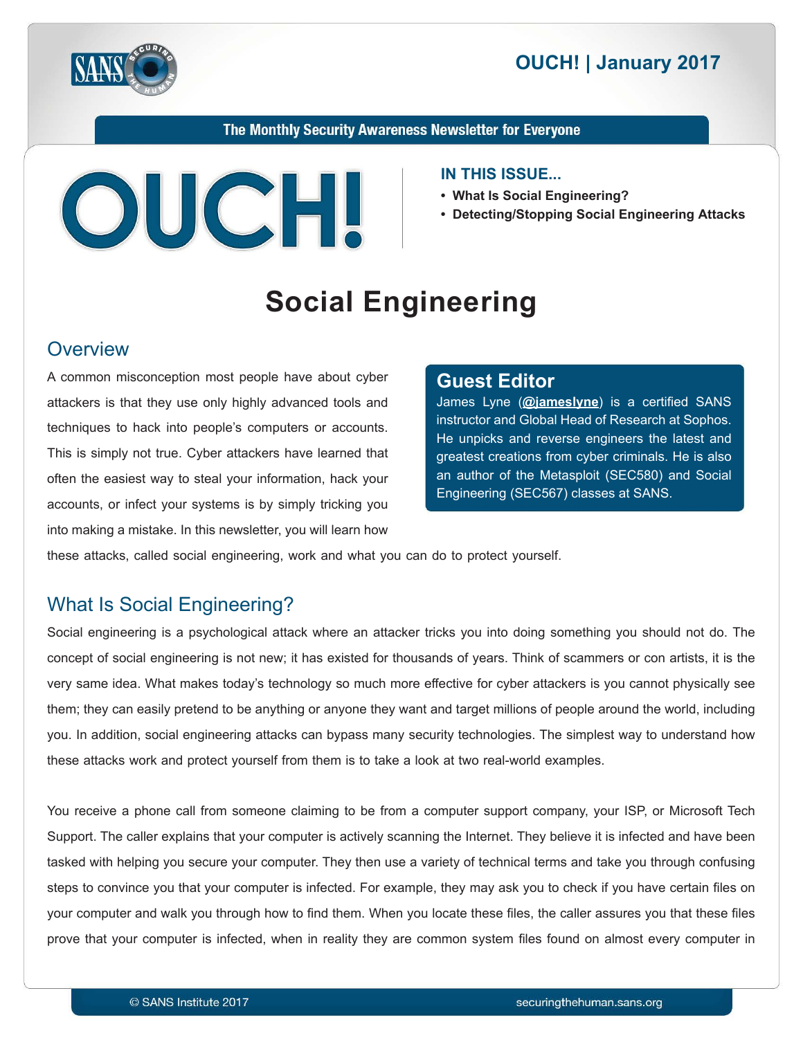# OUCH! | January 2017

The Monthly Security Awareness Newsletter for Everyone

**IN THIS ISSUE...**

- **What Is Social Engineering?**
- **Detecting/Stopping Social Engineering Attacks**

# Social Engineering

## Overview

A common misconception most people have about cyber attackers is that they use only highly advanced tools and techniques to hack into people's computers or accounts. This is simply not true. Cyber attackers have learned that often the easiest way to steal your information, hack your accounts, or infect your systems is by simply tricking you into making a mistake. In this newsletter, you will learn how these attacks, called social engineering, work and what you can do to protect yourself.

### Guest Editor

James Lyne (**@jameslyne**) is a certified SANS instructor and Global Head of Research at Sophos. He unpicks and reverse engineers the latest and greatest creations from cyber criminals. He is also an author of the Metasploit (SEC580) and Social Engineering (SEC567) classes at SANS.

## What Is Social Engineering?

Social engineering is a psychological attack where an attacker tricks you into doing something you should not do. The concept of social engineering is not new; it has existed for thousands of years. Think of scammers or con artists, it is the very same idea. What makes today's technology so much more effective for cyber attackers is you cannot physically see them; they can easily pretend to be anything or anyone they want and target millions of people around the world, including you. In addition, social engineering attacks can bypass many security technologies. The simplest way to understand how these attacks work and protect yourself from them is to take a look at two real-world examples.

You receive a phone call from someone claiming to be from a computer support company, your ISP, or Microsoft Tech Support. The caller explains that your computer is actively scanning the Internet. They believe it is infected and have been tasked with helping you secure your computer. They then use a variety of technical terms and take you through confusing steps to convince you that your computer is infected. For example, they may ask you to check if you have certain files on your computer and walk you through how to find them. When you locate these files, the caller assures you that these files prove that your computer is infected, when in reality they are common system files found on almost every computer in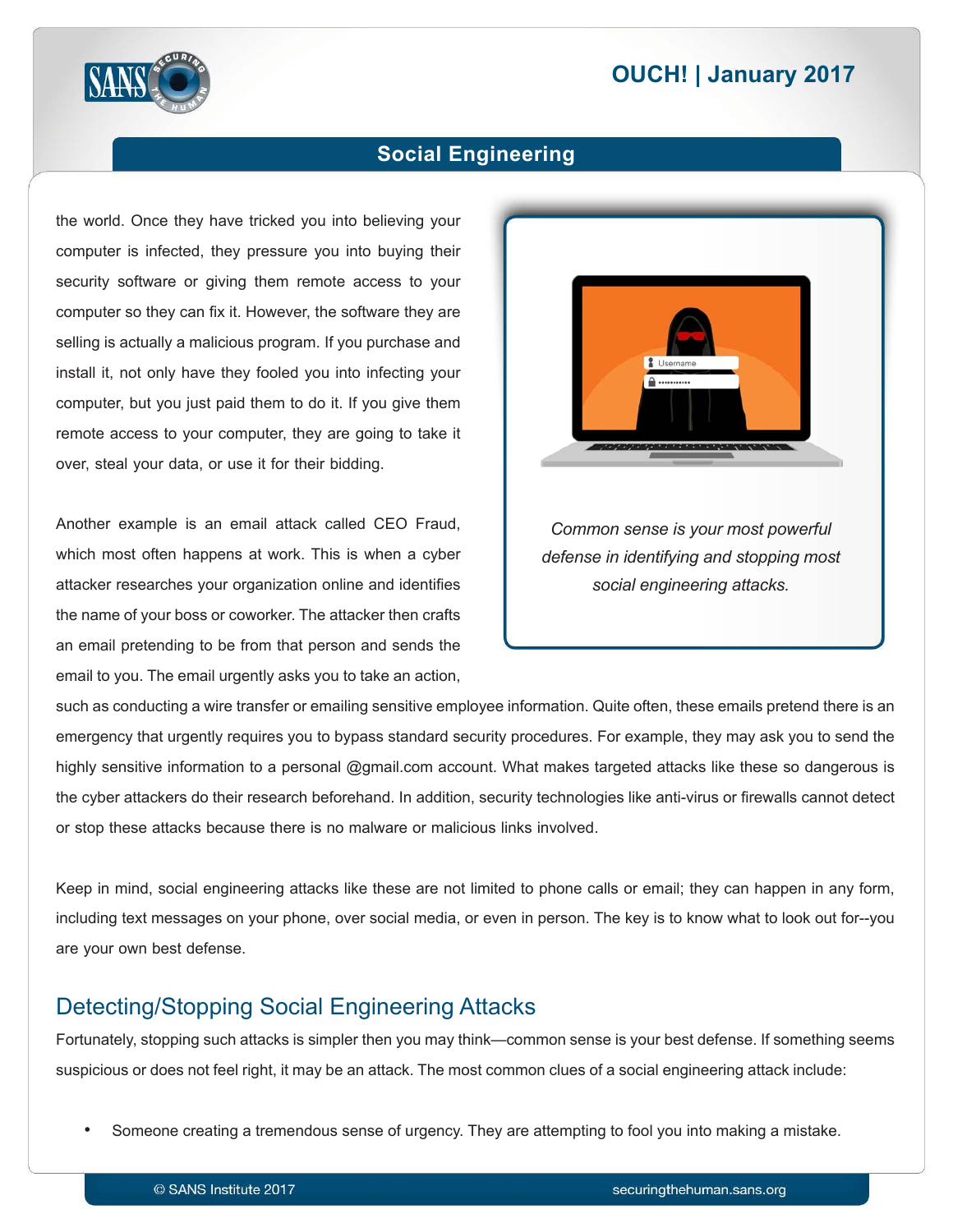the world. Once they have tricked you into believing your computer is infected, they pressure you into buying their security software or giving them remote access to your computer so they can fix it. However, the software they are selling is actually a malicious program. If you purchase and install it, not only have they fooled you into infecting your computer, but you just paid them to do it. If you give them remote access to your computer, they are going to take it over, steal your data, or use it for their bidding.

*Common sense is your most powerful defense in identifying and stopping most social engineering attacks.*

Another example is an email attack called CEO Fraud, which most often happens at work. This is when a cyber attacker researches your organization online and identifies the name of your boss or coworker. The attacker then crafts an email pretending to be from that person and sends the email to you. The email urgently asks you to take an action, such as conducting a wire transfer or emailing sensitive employee information. Quite often, these emails pretend there is an emergency that urgently requires you to bypass standard security procedures. For example, they may ask you to send the highly sensitive information to a personal @gmail.com account. What makes targeted attacks like these so dangerous is the cyber attackers do their research beforehand. In addition, security technologies like anti-virus or firewalls cannot detect or stop these attacks because there is no malware or malicious links involved.

Keep in mind, social engineering attacks like these are not limited to phone calls or email; they can happen in any form, including text messages on your phone, over social media, or even in person. The key is to know what to look out for--you are your own best defense.

## Detecting/Stopping Social Engineering Attacks

Fortunately, stopping such attacks is simpler then you may think—common sense is your best defense. If something seems suspicious or does not feel right, it may be an attack. The most common clues of a social engineering attack include:

- Someone creating a tremendous sense of urgency. They are attempting to fool you into making a mistake.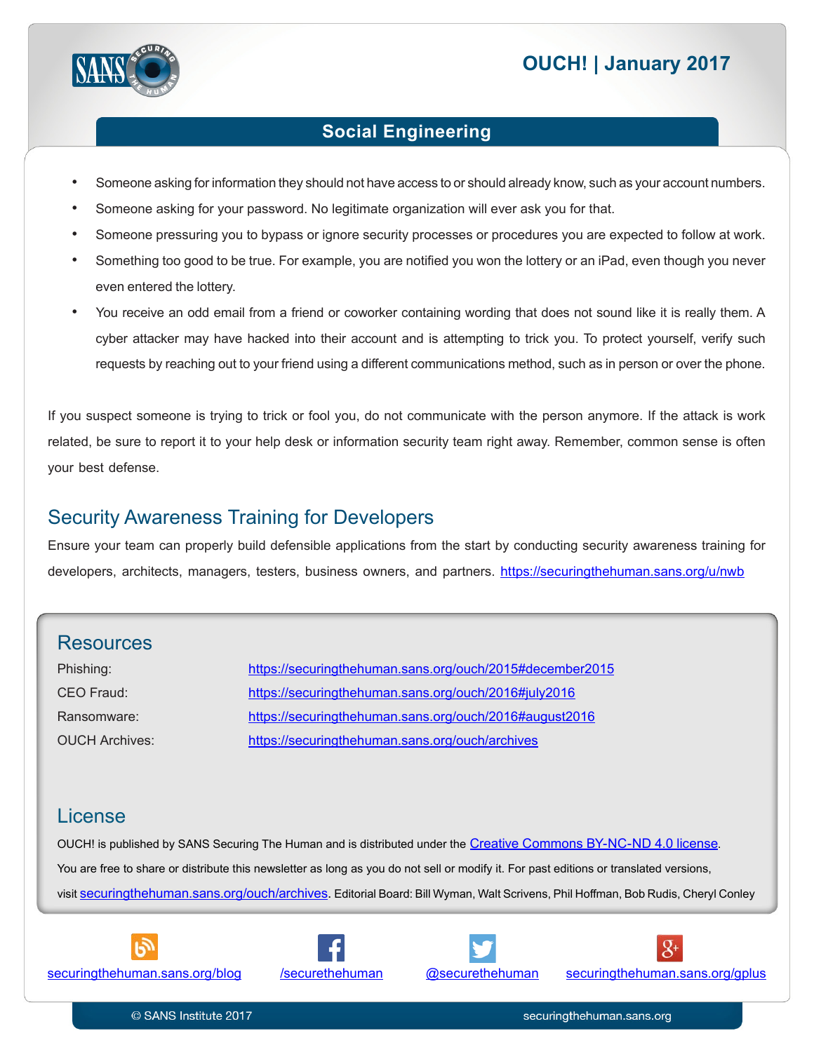## Social Engineering

- Someone asking for information they should not have access to or should already know, such as your account numbers.
- Someone asking for your password. No legitimate organization will ever ask you for that.
- Someone pressuring you to bypass or ignore security processes or procedures you are expected to follow at work.
- Something too good to be true. For example, you are notified you won the lottery or an iPad, even though you never even entered the lottery.
- You receive an odd email from a friend or coworker containing wording that does not sound like it is really them. A cyber attacker may have hacked into their account and is attempting to trick you. To protect yourself, verify such requests by reaching out to your friend using a different communications method, such as in person or over the phone.

If you suspect someone is trying to trick or fool you, do not communicate with the person anymore. If the attack is work related, be sure to report it to your help desk or information security team right away. Remember, common sense is often your best defense.

## Security Awareness Training for Developers

Ensure your team can properly build defensible applications from the start by conducting security awareness training for developers, architects, managers, testers, business owners, and partners. https://securingthehuman.sans.org/u/nwb

## Resources

| | |
|---|---|
| Phishing: | https://securingthehuman.sans.org/ouch/2015#december2015 |
| CEO Fraud: | https://securingthehuman.sans.org/ouch/2016#july2016 |
| Ransomware: | https://securingthehuman.sans.org/ouch/2016#august2016 |
| OUCH Archives: | https://securingthehuman.sans.org/ouch/archives |

## License

OUCH! is published by SANS Securing The Human and is distributed under the Creative Commons BY-NC-ND 4.0 license. You are free to share or distribute this newsletter as long as you do not sell or modify it. For past editions or translated versions, visit securingthehuman.sans.org/ouch/archives. Editorial Board: Bill Wyman, Walt Scrivens, Phil Hoffman, Bob Rudis, Cheryl Conley

securingthehuman.sans.org/blog | /securethehuman | @securethehuman | securingthehuman.sans.org/gplus